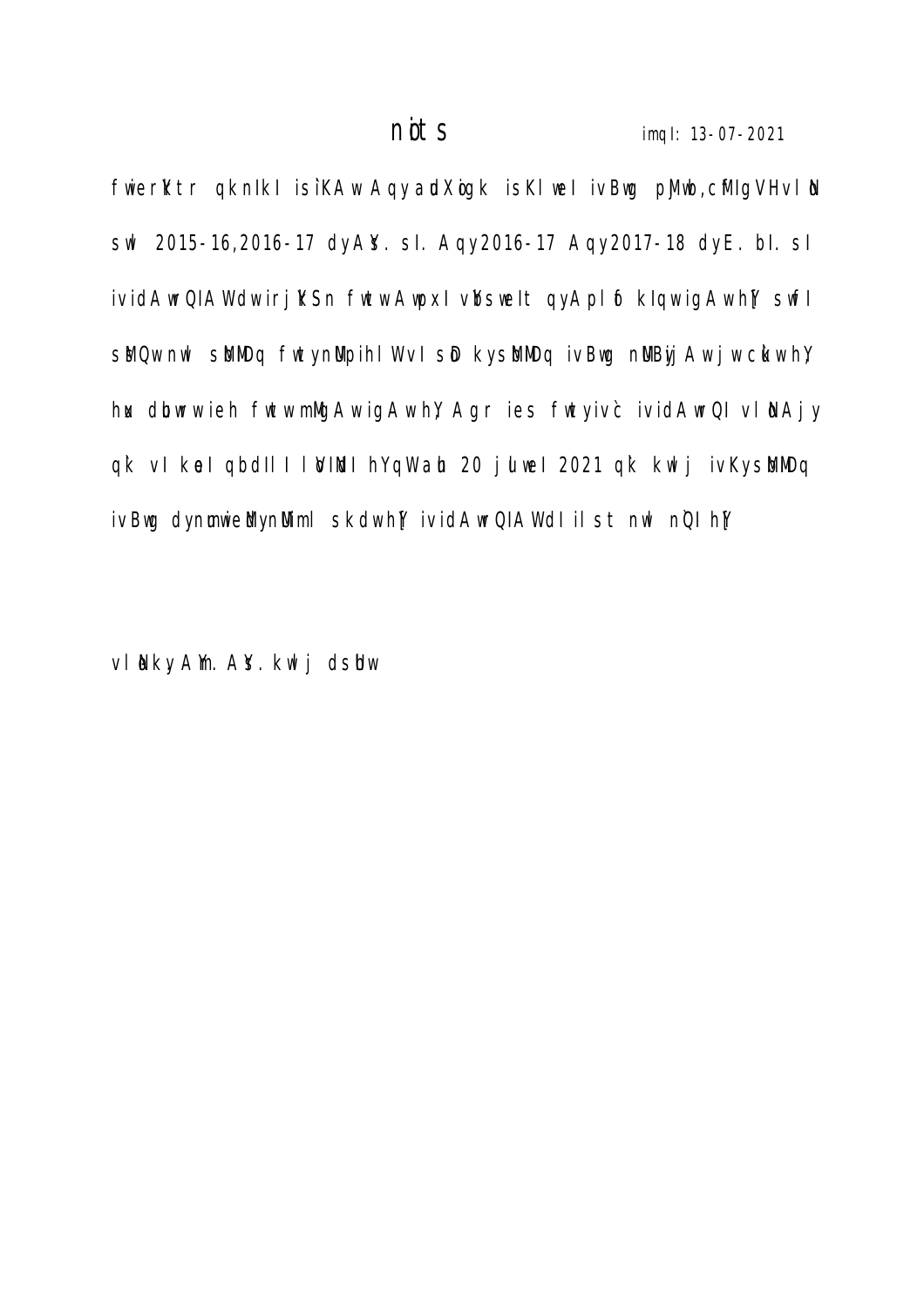# nòts

imqI: 13-07-2021

fwierKtr qknIkI isìKAw AqyadXògk isKlweI ivBwg pMwb,cMlgVHvlN swl 2015-16,2016-17 dyAY. sI. Aqy2016-17 Aqy2017-18 dyE. bI. sI ividAwrQIAWdwirjKSn fwtwAwpxIvYbswelt qyAplof kIqwigAwhY swfI sMQwnwl sMMDq fwtynMpihlWvIsD kysMMDq ivBwg nMBij Awjwcukwh,Y hux dubwrwieh fwtwmMgAwigAwhY Agr ies fwtyivc ividAwrQIvlNAjy qk vIkoeIqbdlIlIVIMIhYqWaub 20 julweI 2021 qk kwlj ivKysMMDq ivBwg dynumwieMynMimIskdwhY ividAwrQIAWdIilst nwl nQIhY

vlNkyAMn.AY. kwlj dsUw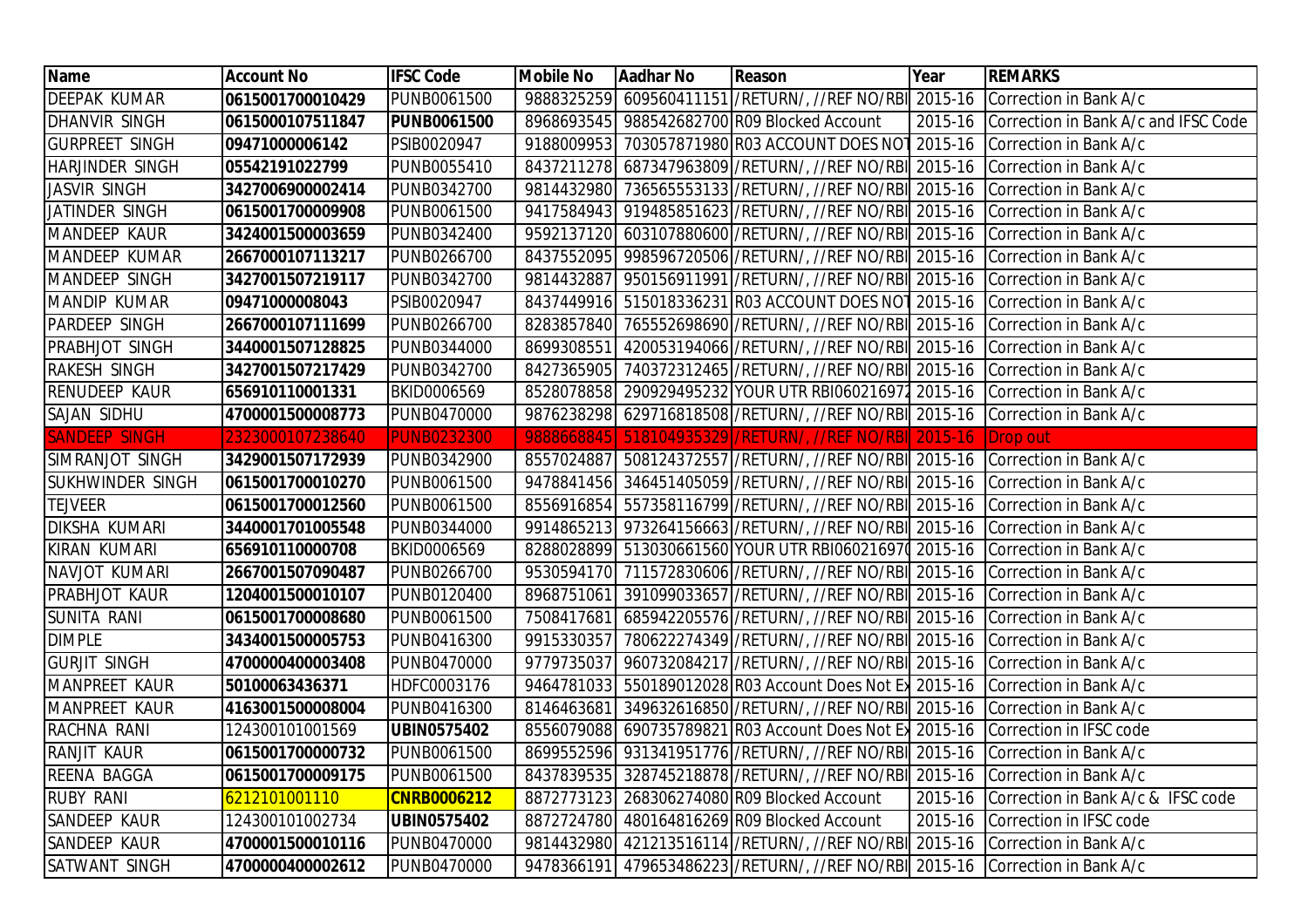| Name | Account No | IFSC Code | Mobile No | Aadhar No | Reason | Year | REMARKS |
|---|---|---|---|---|---|---|---|
| DEEPAK KUMAR | **0615001700010429** | PUNB0061500 | 9888325259 | 609560411151 | /RETURN/, //REF NO/RBI | 2015-16 | Correction in Bank A/c |
| DHANVIR SINGH | **0615000107511847** | **PUNB0061500** | 8968693545 | 988542682700 | R09 Blocked Account | 2015-16 | Correction in Bank A/c and IFSC Code |
| GURPREET SINGH | **09471000006142** | PSIB0020947 | 9188009953 | 703057871980 | R03 ACCOUNT DOES NOT | 2015-16 | Correction in Bank A/c |
| HARJINDER SINGH | **05542191022799** | PUNB0055410 | 8437211278 | 687347963809 | /RETURN/, //REF NO/RBI | 2015-16 | Correction in Bank A/c |
| JASVIR SINGH | **3427006900002414** | PUNB0342700 | 9814432980 | 736565553133 | /RETURN/, //REF NO/RBI | 2015-16 | Correction in Bank A/c |
| JATINDER SINGH | **0615001700009908** | PUNB0061500 | 9417584943 | 919485851623 | /RETURN/, //REF NO/RBI | 2015-16 | Correction in Bank A/c |
| MANDEEP KAUR | **3424001500003659** | PUNB0342400 | 9592137120 | 603107880600 | /RETURN/, //REF NO/RBI | 2015-16 | Correction in Bank A/c |
| MANDEEP KUMAR | **2667000107113217** | PUNB0266700 | 8437552095 | 998596720506 | /RETURN/, //REF NO/RBI | 2015-16 | Correction in Bank A/c |
| MANDEEP SINGH | **3427001507219117** | PUNB0342700 | 9814432887 | 950156911991 | /RETURN/, //REF NO/RBI | 2015-16 | Correction in Bank A/c |
| MANDIP KUMAR | **09471000008043** | PSIB0020947 | 8437449916 | 515018336231 | R03 ACCOUNT DOES NOT | 2015-16 | Correction in Bank A/c |
| PARDEEP SINGH | **2667000107111699** | PUNB0266700 | 8283857840 | 765552698690 | /RETURN/, //REF NO/RBI | 2015-16 | Correction in Bank A/c |
| PRABHJOT SINGH | **3440001507128825** | PUNB0344000 | 8699308551 | 420053194066 | /RETURN/, //REF NO/RBI | 2015-16 | Correction in Bank A/c |
| RAKESH SINGH | **3427001507217429** | PUNB0342700 | 8427365905 | 740372312465 | /RETURN/, //REF NO/RBI | 2015-16 | Correction in Bank A/c |
| RENUDEEP KAUR | **656910110001331** | BKID0006569 | 8528078858 | 290929495232 | YOUR UTR RBI06021697 | 2015-16 | Correction in Bank A/c |
| SAJAN SIDHU | **4700001500008773** | PUNB0470000 | 9876238298 | 629716818508 | /RETURN/, //REF NO/RBI | 2015-16 | Correction in Bank A/c |
| SANDEEP SINGH | 2323000107238640 | PUNB0232300 | 9888668845 | 518104935329 | /RETURN/, //REF NO/RBI | 2015-16 | Drop out |
| SIMRANJOT SINGH | **3429001507172939** | PUNB0342900 | 8557024887 | 508124372557 | /RETURN/, //REF NO/RBI | 2015-16 | Correction in Bank A/c |
| SUKHWINDER SINGH | **0615001700010270** | PUNB0061500 | 9478841456 | 346451405059 | /RETURN/, //REF NO/RBI | 2015-16 | Correction in Bank A/c |
| TEJVEER | **0615001700012560** | PUNB0061500 | 8556916854 | 557358116799 | /RETURN/, //REF NO/RBI | 2015-16 | Correction in Bank A/c |
| DIKSHA KUMARI | **3440001701005548** | PUNB0344000 | 9914865213 | 973264156663 | /RETURN/, //REF NO/RBI | 2015-16 | Correction in Bank A/c |
| KIRAN KUMARI | **656910110000708** | BKID0006569 | 8288028899 | 513030661560 | YOUR UTR RBI06021697 | 2015-16 | Correction in Bank A/c |
| NAVJOT KUMARI | **2667001507090487** | PUNB0266700 | 9530594170 | 711572830606 | /RETURN/, //REF NO/RBI | 2015-16 | Correction in Bank A/c |
| PRABHJOT KAUR | **1204001500010107** | PUNB0120400 | 8968751061 | 391099033657 | /RETURN/, //REF NO/RBI | 2015-16 | Correction in Bank A/c |
| SUNITA RANI | **0615001700008680** | PUNB0061500 | 7508417681 | 685942205576 | /RETURN/, //REF NO/RBI | 2015-16 | Correction in Bank A/c |
| DIMPLE | **3434001500005753** | PUNB0416300 | 9915330357 | 780622274349 | /RETURN/, //REF NO/RBI | 2015-16 | Correction in Bank A/c |
| GURJIT SINGH | **4700000400003408** | PUNB0470000 | 9779735037 | 960732084217 | /RETURN/, //REF NO/RBI | 2015-16 | Correction in Bank A/c |
| MANPREET KAUR | **50100063436371** | HDFC0003176 | 9464781033 | 550189012028 | R03 Account Does Not Ex | 2015-16 | Correction in Bank A/c |
| MANPREET KAUR | **4163001500008004** | PUNB0416300 | 8146463681 | 349632616850 | /RETURN/, //REF NO/RBI | 2015-16 | Correction in Bank A/c |
| RACHNA RANI | 124300101001569 | **UBIN0575402** | 8556079088 | 690735789821 | R03 Account Does Not Ex | 2015-16 | Correction in IFSC code |
| RANJIT KAUR | **0615001700000732** | PUNB0061500 | 8699552596 | 931341951776 | /RETURN/, //REF NO/RBI | 2015-16 | Correction in Bank A/c |
| REENA BAGGA | **0615001700009175** | PUNB0061500 | 8437839535 | 328745218878 | /RETURN/, //REF NO/RBI | 2015-16 | Correction in Bank A/c |
| RUBY RANI | 6212101001110 | **CNRB0006212** | 8872773123 | 268306274080 | R09 Blocked Account | 2015-16 | Correction in Bank A/c & IFSC code |
| SANDEEP KAUR | 124300101002734 | **UBIN0575402** | 8872724780 | 480164816269 | R09 Blocked Account | 2015-16 | Correction in IFSC code |
| SANDEEP KAUR | **4700001500010116** | PUNB0470000 | 9814432980 | 421213516114 | /RETURN/, //REF NO/RBI | 2015-16 | Correction in Bank A/c |
| SATWANT SINGH | **4700000400002612** | PUNB0470000 | 9478366191 | 479653486223 | /RETURN/, //REF NO/RBI | 2015-16 | Correction in Bank A/c |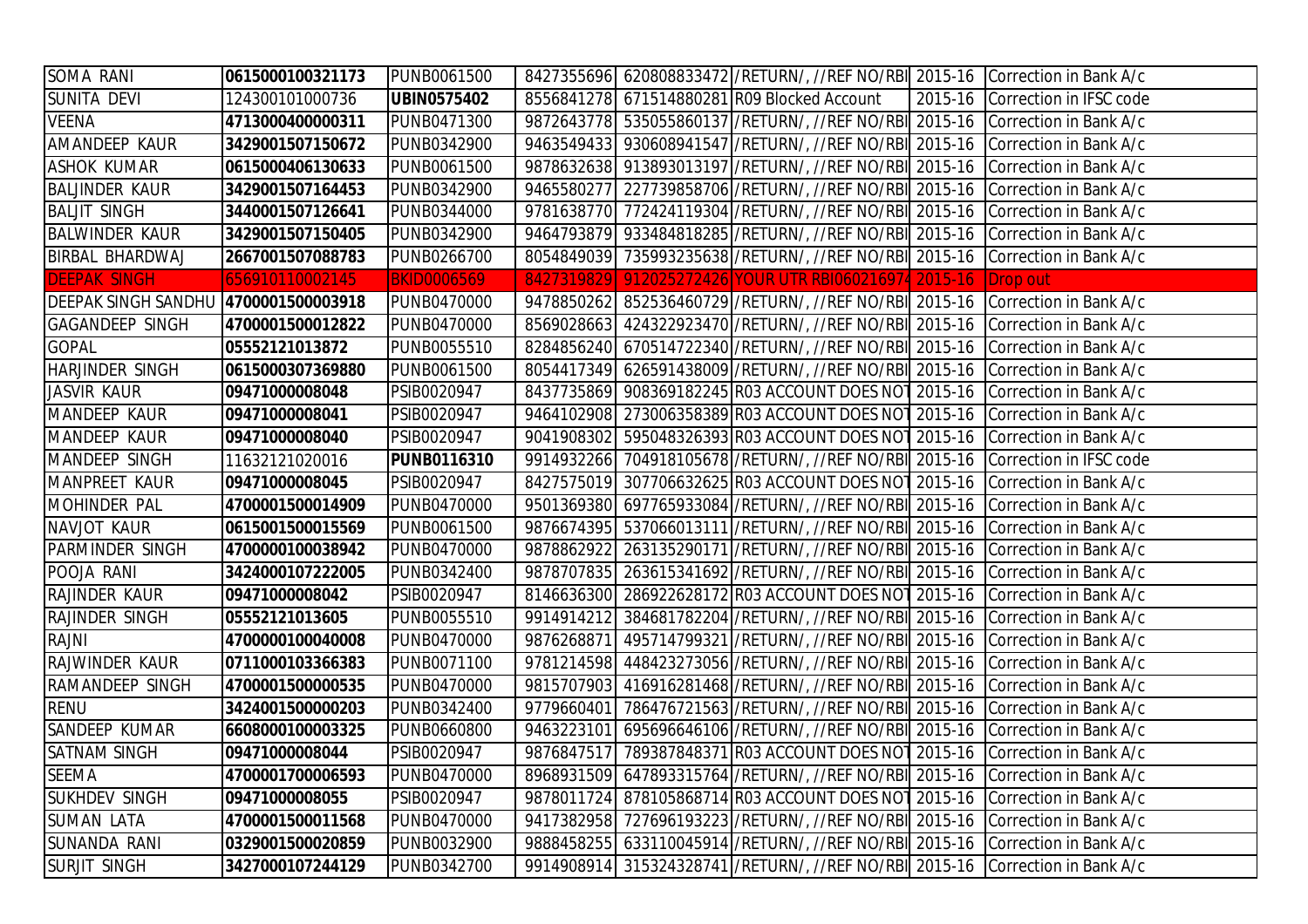| | | | | | | |
|---|---|---|---|---|---|---|
| SOMA RANI | **0615000100321173** | PUNB0061500 | 8427355696 | 620808833472 /RETURN/, //REF NO/RBI | 2015-16 | Correction in Bank A/c |
| SUNITA DEVI | 124300101000736 | **UBIN0575402** | 8556841278 | 671514880281 R09 Blocked Account | 2015-16 | Correction in IFSC code |
| VEENA | **4713000400000311** | PUNB0471300 | 9872643778 | 535055860137 /RETURN/, //REF NO/RBI | 2015-16 | Correction in Bank A/c |
| AMANDEEP KAUR | **3429001507150672** | PUNB0342900 | 9463549433 | 930608941547 /RETURN/, //REF NO/RBI | 2015-16 | Correction in Bank A/c |
| ASHOK KUMAR | **0615000406130633** | PUNB0061500 | 9878632638 | 913893013197 /RETURN/, //REF NO/RBI | 2015-16 | Correction in Bank A/c |
| BALJINDER KAUR | **3429001507164453** | PUNB0342900 | 9465580277 | 227739858706 /RETURN/, //REF NO/RBI | 2015-16 | Correction in Bank A/c |
| BALJIT SINGH | **3440001507126641** | PUNB0344000 | 9781638770 | 772424119304 /RETURN/, //REF NO/RBI | 2015-16 | Correction in Bank A/c |
| BALWINDER KAUR | **3429001507150405** | PUNB0342900 | 9464793879 | 933484818285 /RETURN/, //REF NO/RBI | 2015-16 | Correction in Bank A/c |
| BIRBAL BHARDWAJ | **2667001507088783** | PUNB0266700 | 8054849039 | 735993235638 /RETURN/, //REF NO/RBI | 2015-16 | Correction in Bank A/c |
| DEEPAK SINGH | 656910110002145 | BKID0006569 | 8427319829 | 912025272426 YOUR UTR RBI06021697 | 2015-16 | Drop out |
| DEEPAK SINGH SANDHU | **4700001500003918** | PUNB0470000 | 9478850262 | 852536460729 /RETURN/, //REF NO/RBI | 2015-16 | Correction in Bank A/c |
| GAGANDEEP SINGH | **4700001500012822** | PUNB0470000 | 8569028663 | 424322923470 /RETURN/, //REF NO/RBI | 2015-16 | Correction in Bank A/c |
| GOPAL | **05552121013872** | PUNB0055510 | 8284856240 | 670514722340 /RETURN/, //REF NO/RBI | 2015-16 | Correction in Bank A/c |
| HARJINDER SINGH | **0615000307369880** | PUNB0061500 | 8054417349 | 626591438009 /RETURN/, //REF NO/RBI | 2015-16 | Correction in Bank A/c |
| JASVIR KAUR | **09471000008048** | PSIB0020947 | 8437735869 | 908369182245 R03 ACCOUNT DOES NOT | 2015-16 | Correction in Bank A/c |
| MANDEEP KAUR | **09471000008041** | PSIB0020947 | 9464102908 | 273006358389 R03 ACCOUNT DOES NOT | 2015-16 | Correction in Bank A/c |
| MANDEEP KAUR | **09471000008040** | PSIB0020947 | 9041908302 | 595048326393 R03 ACCOUNT DOES NOT | 2015-16 | Correction in Bank A/c |
| MANDEEP SINGH | 11632121020016 | **PUNB0116310** | 9914932266 | 704918105678 /RETURN/, //REF NO/RBI | 2015-16 | Correction in IFSC code |
| MANPREET KAUR | **09471000008045** | PSIB0020947 | 8427575019 | 307706632625 R03 ACCOUNT DOES NOT | 2015-16 | Correction in Bank A/c |
| MOHINDER PAL | **4700001500014909** | PUNB0470000 | 9501369380 | 697765933084 /RETURN/, //REF NO/RBI | 2015-16 | Correction in Bank A/c |
| NAVJOT KAUR | **0615001500015569** | PUNB0061500 | 9876674395 | 537066013111 /RETURN/, //REF NO/RBI | 2015-16 | Correction in Bank A/c |
| PARMINDER SINGH | **4700000100038942** | PUNB0470000 | 9878862922 | 263135290171 /RETURN/, //REF NO/RBI | 2015-16 | Correction in Bank A/c |
| POOJA RANI | **3424000107222005** | PUNB0342400 | 9878707835 | 263615341692 /RETURN/, //REF NO/RBI | 2015-16 | Correction in Bank A/c |
| RAJINDER KAUR | **09471000008042** | PSIB0020947 | 8146636300 | 286922628172 R03 ACCOUNT DOES NOT | 2015-16 | Correction in Bank A/c |
| RAJINDER SINGH | **05552121013605** | PUNB0055510 | 9914914212 | 384681782204 /RETURN/, //REF NO/RBI | 2015-16 | Correction in Bank A/c |
| RAJNI | **4700000100040008** | PUNB0470000 | 9876268871 | 495714799321 /RETURN/, //REF NO/RBI | 2015-16 | Correction in Bank A/c |
| RAJWINDER KAUR | **0711000103366383** | PUNB0071100 | 9781214598 | 448423273056 /RETURN/, //REF NO/RBI | 2015-16 | Correction in Bank A/c |
| RAMANDEEP SINGH | **4700001500000535** | PUNB0470000 | 9815707903 | 416916281468 /RETURN/, //REF NO/RBI | 2015-16 | Correction in Bank A/c |
| RENU | **3424001500000203** | PUNB0342400 | 9779660401 | 786476721563 /RETURN/, //REF NO/RBI | 2015-16 | Correction in Bank A/c |
| SANDEEP KUMAR | **6608000100003325** | PUNB0660800 | 9463223101 | 695696646106 /RETURN/, //REF NO/RBI | 2015-16 | Correction in Bank A/c |
| SATNAM SINGH | **09471000008044** | PSIB0020947 | 9876847517 | 789387848371 R03 ACCOUNT DOES NOT | 2015-16 | Correction in Bank A/c |
| SEEMA | **4700001700006593** | PUNB0470000 | 8968931509 | 647893315764 /RETURN/, //REF NO/RBI | 2015-16 | Correction in Bank A/c |
| SUKHDEV SINGH | **09471000008055** | PSIB0020947 | 9878011724 | 878105868714 R03 ACCOUNT DOES NOT | 2015-16 | Correction in Bank A/c |
| SUMAN LATA | **4700001500011568** | PUNB0470000 | 9417382958 | 727696193223 /RETURN/, //REF NO/RBI | 2015-16 | Correction in Bank A/c |
| SUNANDA RANI | **0329001500020859** | PUNB0032900 | 9888458255 | 633110045914 /RETURN/, //REF NO/RBI | 2015-16 | Correction in Bank A/c |
| SURJIT SINGH | **3427000107244129** | PUNB0342700 | 9914908914 | 315324328741 /RETURN/, //REF NO/RBI | 2015-16 | Correction in Bank A/c |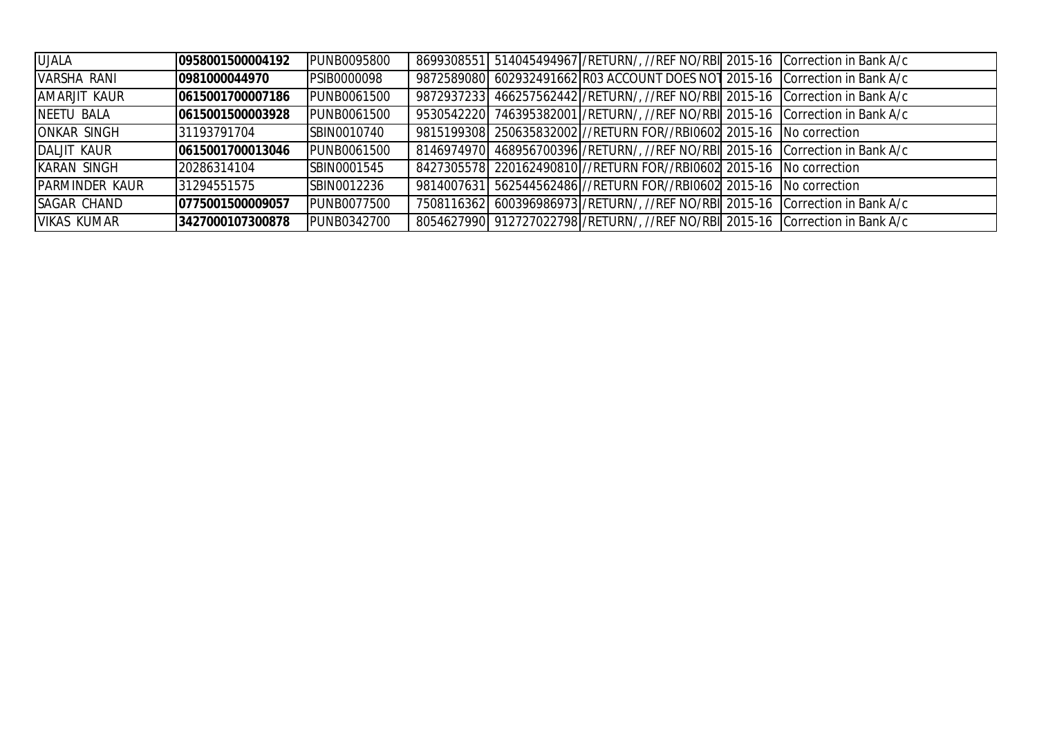| | | | | | | | |
|---|---|---|---|---|---|---|---|
| UJALA | **0958001500004192** | PUNB0095800 | 8699308551 | 514045494967 | /RETURN/, //REF NO/RBI | 2015-16 | Correction in Bank A/c |
| VARSHA RANI | **0981000044970** | PSIB0000098 | 9872589080 | 602932491662 | R03 ACCOUNT DOES NOT | 2015-16 | Correction in Bank A/c |
| AMARJIT KAUR | **0615001700007186** | PUNB0061500 | 9872937233 | 466257562442 | /RETURN/, //REF NO/RBI | 2015-16 | Correction in Bank A/c |
| NEETU BALA | **0615001500003928** | PUNB0061500 | 9530542220 | 746395382001 | /RETURN/, //REF NO/RBI | 2015-16 | Correction in Bank A/c |
| ONKAR SINGH | 31193791704 | SBIN0010740 | 9815199308 | 250635832002 | //RETURN FOR//RBI0602 | 2015-16 | No correction |
| DALJIT KAUR | **0615001700013046** | PUNB0061500 | 8146974970 | 468956700396 | /RETURN/, //REF NO/RBI | 2015-16 | Correction in Bank A/c |
| KARAN SINGH | 20286314104 | SBIN0001545 | 8427305578 | 220162490810 | //RETURN FOR//RBI0602 | 2015-16 | No correction |
| PARMINDER KAUR | 31294551575 | SBIN0012236 | 9814007631 | 562544562486 | //RETURN FOR//RBI0602 | 2015-16 | No correction |
| SAGAR CHAND | **0775001500009057** | PUNB0077500 | 7508116362 | 600396986973 | /RETURN/, //REF NO/RBI | 2015-16 | Correction in Bank A/c |
| VIKAS KUMAR | **3427000107300878** | PUNB0342700 | 8054627990 | 912727022798 | /RETURN/, //REF NO/RBI | 2015-16 | Correction in Bank A/c |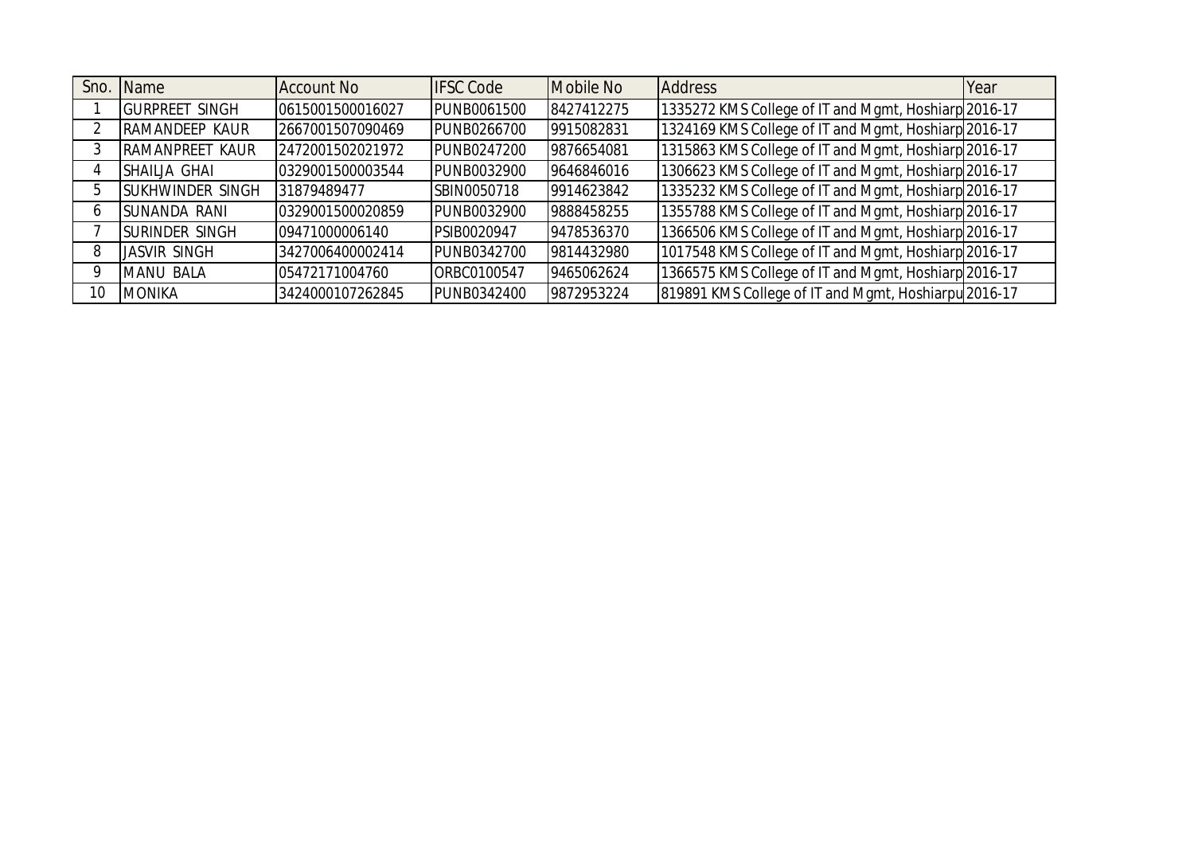| Sno. | Name | Account No | IFSC Code | Mobile No | Address | Year |
|---|---|---|---|---|---|---|
| 1 | GURPREET SINGH | 0615001500016027 | PUNB0061500 | 8427412275 | 1335272 KMS College of IT and Mgmt, Hoshiarp | 2016-17 |
| 2 | RAMANDEEP KAUR | 2667001507090469 | PUNB0266700 | 9915082831 | 1324169 KMS College of IT and Mgmt, Hoshiarp | 2016-17 |
| 3 | RAMANPREET KAUR | 2472001502021972 | PUNB0247200 | 9876654081 | 1315863 KMS College of IT and Mgmt, Hoshiarp | 2016-17 |
| 4 | SHAILJA GHAI | 0329001500003544 | PUNB0032900 | 9646846016 | 1306623 KMS College of IT and Mgmt, Hoshiarp | 2016-17 |
| 5 | SUKHWINDER SINGH | 31879489477 | SBIN0050718 | 9914623842 | 1335232 KMS College of IT and Mgmt, Hoshiarp | 2016-17 |
| 6 | SUNANDA RANI | 0329001500020859 | PUNB0032900 | 9888458255 | 1355788 KMS College of IT and Mgmt, Hoshiarp | 2016-17 |
| 7 | SURINDER SINGH | 09471000006140 | PSIB0020947 | 9478536370 | 1366506 KMS College of IT and Mgmt, Hoshiarp | 2016-17 |
| 8 | JASVIR SINGH | 3427006400002414 | PUNB0342700 | 9814432980 | 1017548 KMS College of IT and Mgmt, Hoshiarp | 2016-17 |
| 9 | MANU BALA | 05472171004760 | ORBC0100547 | 9465062624 | 1366575 KMS College of IT and Mgmt, Hoshiarp | 2016-17 |
| 10 | MONIKA | 3424000107262845 | PUNB0342400 | 9872953224 | 819891 KMS College of IT and Mgmt, Hoshiarpu | 2016-17 |